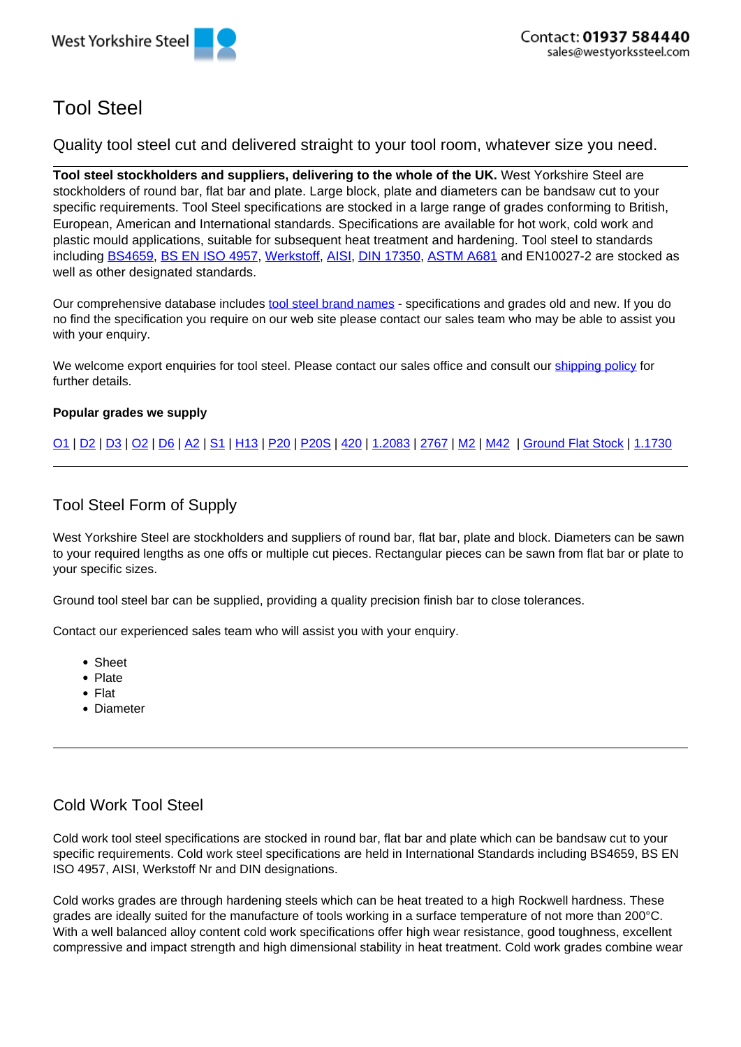West Yorkshire Steel

Contact: **01937 584440**
sales@westyorkssteel.com

# Tool Steel

## Quality tool steel cut and delivered straight to your tool room, whatever size you need.

**Tool steel stockholders and suppliers, delivering to the whole of the UK.** West Yorkshire Steel are stockholders of round bar, flat bar and plate. Large block, plate and diameters can be bandsaw cut to your specific requirements. Tool Steel specifications are stocked in a large range of grades conforming to British, European, American and International standards. Specifications are available for hot work, cold work and plastic mould applications, suitable for subsequent heat treatment and hardening. Tool steel to standards including BS4659, BS EN ISO 4957, Werkstoff, AISI, DIN 17350, ASTM A681 and EN10027-2 are stocked as well as other designated standards.

Our comprehensive database includes tool steel brand names - specifications and grades old and new. If you do no find the specification you require on our web site please contact our sales team who may be able to assist you with your enquiry.

We welcome export enquiries for tool steel. Please contact our sales office and consult our shipping policy for further details.

**Popular grades we supply**

O1 | D2 | D3 | O2 | D6 | A2 | S1 | H13 | P20 | P20S | 420 | 1.2083 | 2767 | M2 | M42 | Ground Flat Stock | 1.1730

---

## Tool Steel Form of Supply

West Yorkshire Steel are stockholders and suppliers of round bar, flat bar, plate and block. Diameters can be sawn to your required lengths as one offs or multiple cut pieces. Rectangular pieces can be sawn from flat bar or plate to your specific sizes.

Ground tool steel bar can be supplied, providing a quality precision finish bar to close tolerances.

Contact our experienced sales team who will assist you with your enquiry.

- Sheet
- Plate
- Flat
- Diameter

---

## Cold Work Tool Steel

Cold work tool steel specifications are stocked in round bar, flat bar and plate which can be bandsaw cut to your specific requirements. Cold work steel specifications are held in International Standards including BS4659, BS EN ISO 4957, AISI, Werkstoff Nr and DIN designations.

Cold works grades are through hardening steels which can be heat treated to a high Rockwell hardness. These grades are ideally suited for the manufacture of tools working in a surface temperature of not more than 200°C. With a well balanced alloy content cold work specifications offer high wear resistance, good toughness, excellent compressive and impact strength and high dimensional stability in heat treatment. Cold work grades combine wear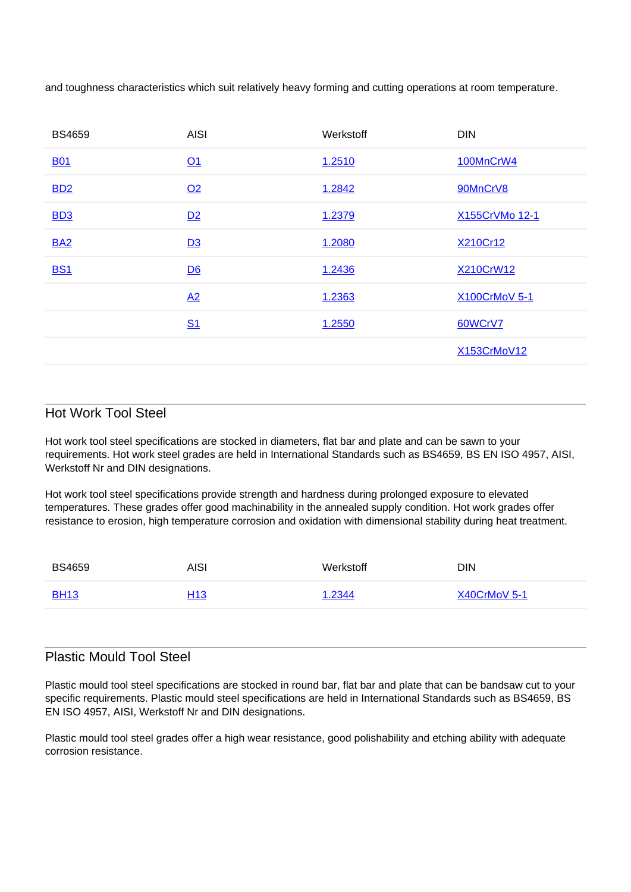and toughness characteristics which suit relatively heavy forming and cutting operations at room temperature.

| BS4659 | AISI | Werkstoff | DIN |
| --- | --- | --- | --- |
| B01 | O1 | 1.2510 | 100MnCrW4 |
| BD2 | O2 | 1.2842 | 90MnCrV8 |
| BD3 | D2 | 1.2379 | X155CrVMo 12-1 |
| BA2 | D3 | 1.2080 | X210Cr12 |
| BS1 | D6 | 1.2436 | X210CrW12 |
| | A2 | 1.2363 | X100CrMoV 5-1 |
| | S1 | 1.2550 | 60WCrV7 |
| | | | X153CrMoV12 |

## Hot Work Tool Steel

Hot work tool steel specifications are stocked in diameters, flat bar and plate and can be sawn to your requirements. Hot work steel grades are held in International Standards such as BS4659, BS EN ISO 4957, AISI, Werkstoff Nr and DIN designations.

Hot work tool steel specifications provide strength and hardness during prolonged exposure to elevated temperatures. These grades offer good machinability in the annealed supply condition. Hot work grades offer resistance to erosion, high temperature corrosion and oxidation with dimensional stability during heat treatment.

| BS4659 | AISI | Werkstoff | DIN |
| --- | --- | --- | --- |
| BH13 | H13 | 1.2344 | X40CrMoV 5-1 |

## Plastic Mould Tool Steel

Plastic mould tool steel specifications are stocked in round bar, flat bar and plate that can be bandsaw cut to your specific requirements. Plastic mould steel specifications are held in International Standards such as BS4659, BS EN ISO 4957, AISI, Werkstoff Nr and DIN designations.

Plastic mould tool steel grades offer a high wear resistance, good polishability and etching ability with adequate corrosion resistance.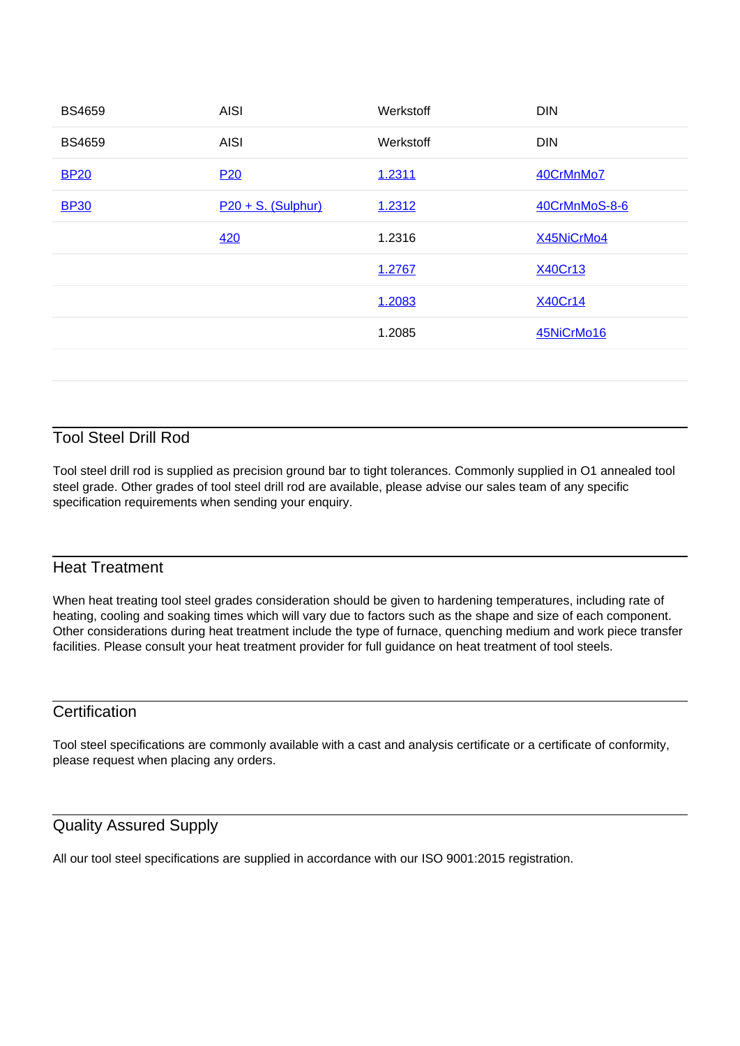| BS4659 | AISI | Werkstoff | DIN |
|---|---|---|---|
| BS4659 | AISI | Werkstoff | DIN |
| BP20 | P20 | 1.2311 | 40CrMnMo7 |
| BP30 | P20 + S. (Sulphur) | 1.2312 | 40CrMnMoS-8-6 |
| | 420 | 1.2316 | X45NiCrMo4 |
| | | 1.2767 | X40Cr13 |
| | | 1.2083 | X40Cr14 |
| | | 1.2085 | 45NiCrMo16 |
| | | | |

## Tool Steel Drill Rod

Tool steel drill rod is supplied as precision ground bar to tight tolerances. Commonly supplied in O1 annealed tool steel grade. Other grades of tool steel drill rod are available, please advise our sales team of any specific specification requirements when sending your enquiry.

## Heat Treatment

When heat treating tool steel grades consideration should be given to hardening temperatures, including rate of heating, cooling and soaking times which will vary due to factors such as the shape and size of each component. Other considerations during heat treatment include the type of furnace, quenching medium and work piece transfer facilities. Please consult your heat treatment provider for full guidance on heat treatment of tool steels.

## Certification

Tool steel specifications are commonly available with a cast and analysis certificate or a certificate of conformity, please request when placing any orders.

## Quality Assured Supply

All our tool steel specifications are supplied in accordance with our ISO 9001:2015 registration.